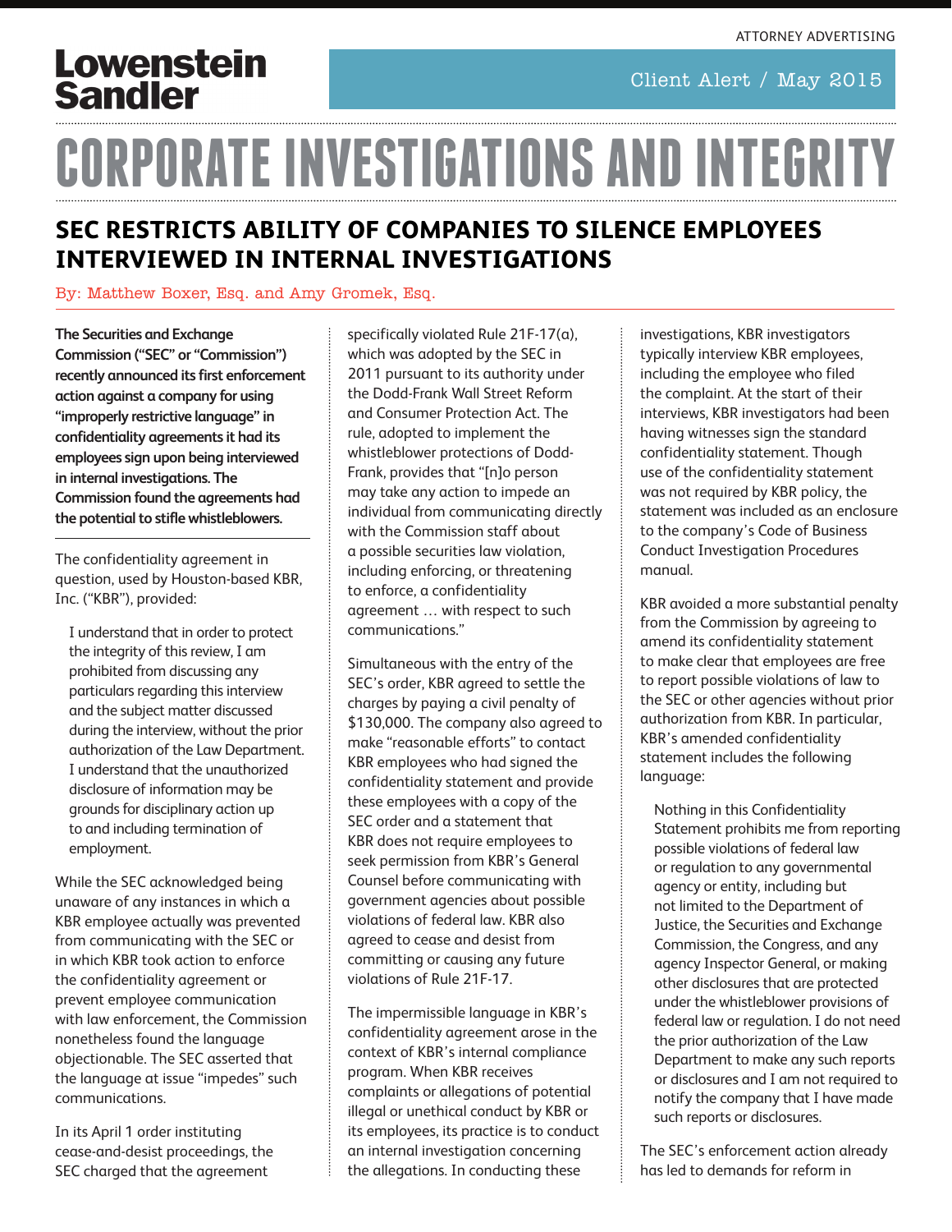ATTORNEY ADVERTISING

**Lowenstein Sandler**

Client Alert / May 2015

# CORPORATE INVESTIGATIONS AND INTEGRITY

## SEC RESTRICTS ABILITY OF COMPANIES TO SILENCE EMPLOYEES INTERVIEWED IN INTERNAL INVESTIGATIONS

By: Matthew Boxer, Esq. and Amy Gromek, Esq.

**The Securities and Exchange Commission ("SEC" or "Commission") recently announced its first enforcement action against a company for using "improperly restrictive language" in confidentiality agreements it had its employees sign upon being interviewed in internal investigations. The Commission found the agreements had the potential to stifle whistleblowers.**

The confidentiality agreement in question, used by Houston-based KBR, Inc. ("KBR"), provided:

> I understand that in order to protect the integrity of this review, I am prohibited from discussing any particulars regarding this interview and the subject matter discussed during the interview, without the prior authorization of the Law Department. I understand that the unauthorized disclosure of information may be grounds for disciplinary action up to and including termination of employment.

While the SEC acknowledged being unaware of any instances in which a KBR employee actually was prevented from communicating with the SEC or in which KBR took action to enforce the confidentiality agreement or prevent employee communication with law enforcement, the Commission nonetheless found the language objectionable. The SEC asserted that the language at issue "impedes" such communications.

In its April 1 order instituting cease-and-desist proceedings, the SEC charged that the agreement specifically violated Rule 21F-17(a), which was adopted by the SEC in 2011 pursuant to its authority under the Dodd-Frank Wall Street Reform and Consumer Protection Act. The rule, adopted to implement the whistleblower protections of Dodd-Frank, provides that "[n]o person may take any action to impede an individual from communicating directly with the Commission staff about a possible securities law violation, including enforcing, or threatening to enforce, a confidentiality agreement … with respect to such communications."

Simultaneous with the entry of the SEC's order, KBR agreed to settle the charges by paying a civil penalty of $130,000. The company also agreed to make "reasonable efforts" to contact KBR employees who had signed the confidentiality statement and provide these employees with a copy of the SEC order and a statement that KBR does not require employees to seek permission from KBR's General Counsel before communicating with government agencies about possible violations of federal law. KBR also agreed to cease and desist from committing or causing any future violations of Rule 21F-17.

The impermissible language in KBR's confidentiality agreement arose in the context of KBR's internal compliance program. When KBR receives complaints or allegations of potential illegal or unethical conduct by KBR or its employees, its practice is to conduct an internal investigation concerning the allegations. In conducting these investigations, KBR investigators typically interview KBR employees, including the employee who filed the complaint. At the start of their interviews, KBR investigators had been having witnesses sign the standard confidentiality statement. Though use of the confidentiality statement was not required by KBR policy, the statement was included as an enclosure to the company's Code of Business Conduct Investigation Procedures manual.

KBR avoided a more substantial penalty from the Commission by agreeing to amend its confidentiality statement to make clear that employees are free to report possible violations of law to the SEC or other agencies without prior authorization from KBR. In particular, KBR's amended confidentiality statement includes the following language:

> Nothing in this Confidentiality Statement prohibits me from reporting possible violations of federal law or regulation to any governmental agency or entity, including but not limited to the Department of Justice, the Securities and Exchange Commission, the Congress, and any agency Inspector General, or making other disclosures that are protected under the whistleblower provisions of federal law or regulation. I do not need the prior authorization of the Law Department to make any such reports or disclosures and I am not required to notify the company that I have made such reports or disclosures.

The SEC's enforcement action already has led to demands for reform in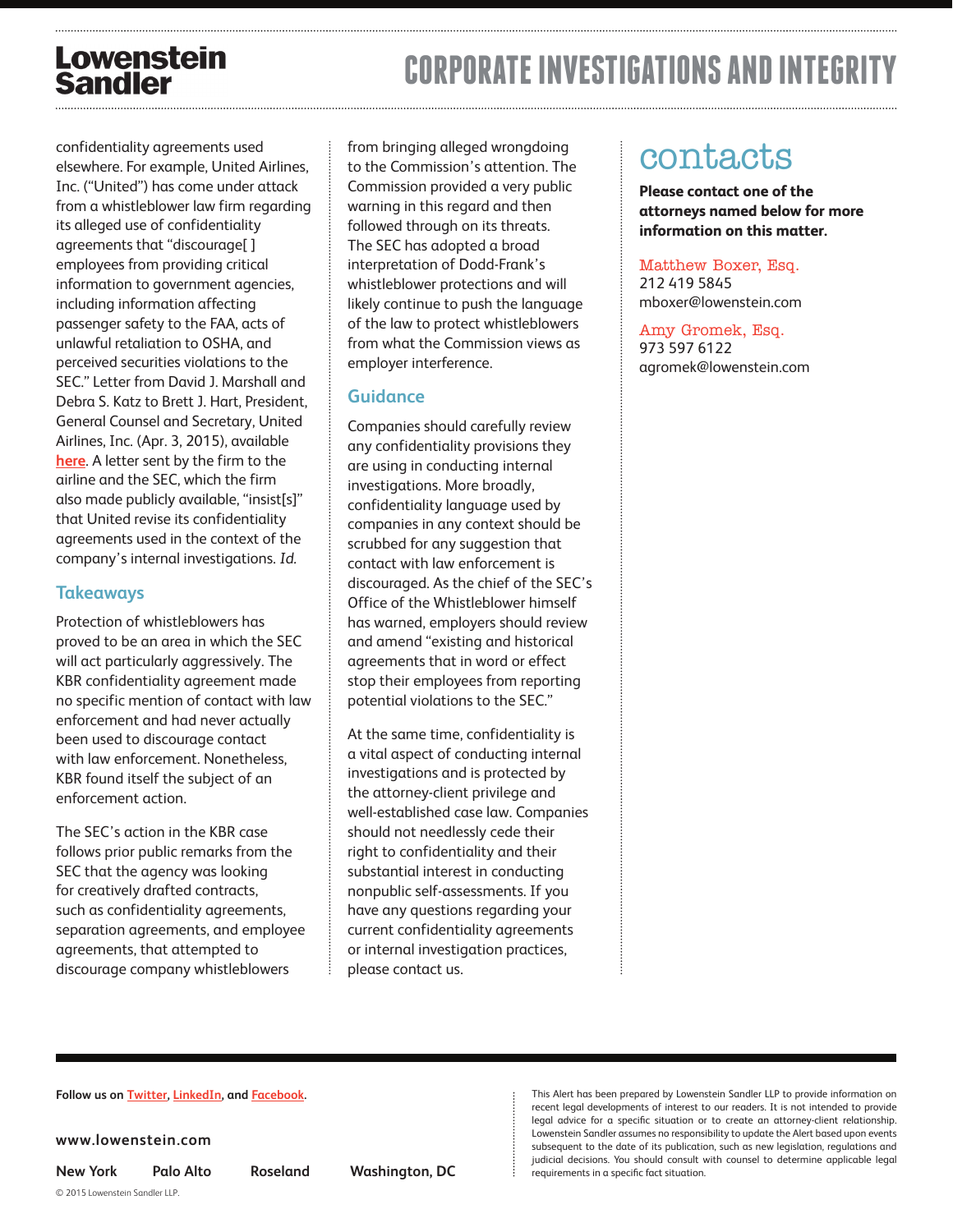confidentiality agreements used elsewhere. For example, United Airlines, Inc. ("United") has come under attack from a whistleblower law firm regarding its alleged use of confidentiality agreements that "discourage[ ] employees from providing critical information to government agencies, including information affecting passenger safety to the FAA, acts of unlawful retaliation to OSHA, and perceived securities violations to the SEC." Letter from David J. Marshall and Debra S. Katz to Brett J. Hart, President, General Counsel and Secretary, United Airlines, Inc. (Apr. 3, 2015), available here. A letter sent by the firm to the airline and the SEC, which the firm also made publicly available, "insist[s]" that United revise its confidentiality agreements used in the context of the company's internal investigations. *Id.*

## Takeaways

Protection of whistleblowers has proved to be an area in which the SEC will act particularly aggressively. The KBR confidentiality agreement made no specific mention of contact with law enforcement and had never actually been used to discourage contact with law enforcement. Nonetheless, KBR found itself the subject of an enforcement action.

The SEC's action in the KBR case follows prior public remarks from the SEC that the agency was looking for creatively drafted contracts, such as confidentiality agreements, separation agreements, and employee agreements, that attempted to discourage company whistleblowers from bringing alleged wrongdoing to the Commission's attention. The Commission provided a very public warning in this regard and then followed through on its threats. The SEC has adopted a broad interpretation of Dodd-Frank's whistleblower protections and will likely continue to push the language of the law to protect whistleblowers from what the Commission views as employer interference.

## Guidance

Companies should carefully review any confidentiality provisions they are using in conducting internal investigations. More broadly, confidentiality language used by companies in any context should be scrubbed for any suggestion that contact with law enforcement is discouraged. As the chief of the SEC's Office of the Whistleblower himself has warned, employers should review and amend "existing and historical agreements that in word or effect stop their employees from reporting potential violations to the SEC."

At the same time, confidentiality is a vital aspect of conducting internal investigations and is protected by the attorney-client privilege and well-established case law. Companies should not needlessly cede their right to confidentiality and their substantial interest in conducting nonpublic self-assessments. If you have any questions regarding your current confidentiality agreements or internal investigation practices, please contact us.

## contacts

**Please contact one of the attorneys named below for more information on this matter.**

Matthew Boxer, Esq.
212 419 5845
mboxer@lowenstein.com

Amy Gromek, Esq.
973 597 6122
agromek@lowenstein.com

Follow us on Twitter, LinkedIn, and Facebook.

www.lowenstein.com

New York Palo Alto Roseland Washington, DC

© 2015 Lowenstein Sandler LLP.

This Alert has been prepared by Lowenstein Sandler LLP to provide information on recent legal developments of interest to our readers. It is not intended to provide legal advice for a specific situation or to create an attorney-client relationship. Lowenstein Sandler assumes no responsibility to update the Alert based upon events subsequent to the date of its publication, such as new legislation, regulations and judicial decisions. You should consult with counsel to determine applicable legal requirements in a specific fact situation.